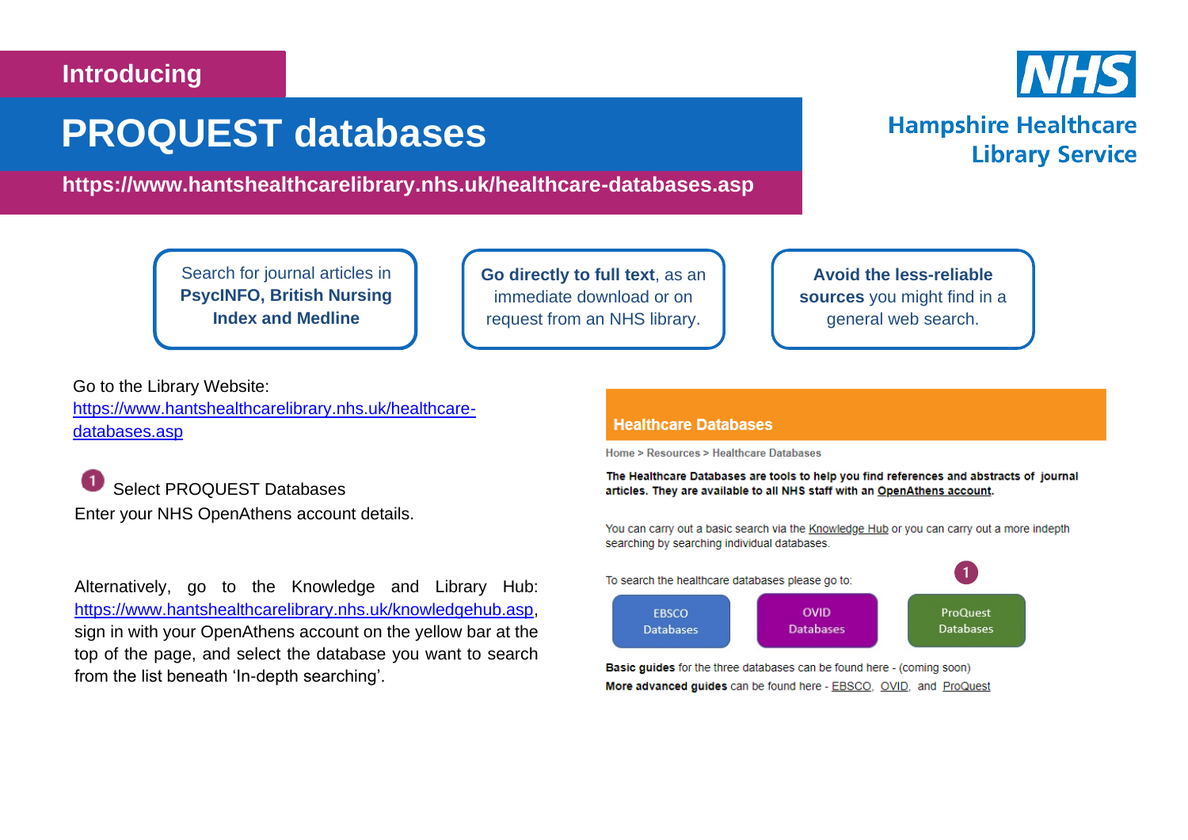Introducing

# PROQUEST databases

**https://www.hantshealthcarelibrary.nhs.uk/healthcare-databases.asp**

NHS

**Hampshire Healthcare Library Service**

Search for journal articles in **PsycINFO, British Nursing Index and Medline**

**Go directly to full text**, as an immediate download or on request from an NHS library.

**Avoid the less-reliable sources** you might find in a general web search.

Go to the Library Website: [https://www.hantshealthcarelibrary.nhs.uk/healthcare-databases.asp](https://www.hantshealthcarelibrary.nhs.uk/healthcare-databases.asp)

1 Select PROQUEST Databases
Enter your NHS OpenAthens account details.

Alternatively, go to the Knowledge and Library Hub: [https://www.hantshealthcarelibrary.nhs.uk/knowledgehub.asp](https://www.hantshealthcarelibrary.nhs.uk/knowledgehub.asp), sign in with your OpenAthens account on the yellow bar at the top of the page, and select the database you want to search from the list beneath 'In-depth searching'.

**Healthcare Databases**

Home > Resources > Healthcare Databases

**The Healthcare Databases are tools to help you find references and abstracts of journal articles. They are available to all NHS staff with an OpenAthens account.**

You can carry out a basic search via the Knowledge Hub or you can carry out a more indepth searching by searching individual databases.

To search the healthcare databases please go to:

EBSCO Databases | OVID Databases | 1 ProQuest Databases

**Basic guides** for the three databases can be found here - (coming soon)
**More advanced guides** can be found here - EBSCO, OVID, and ProQuest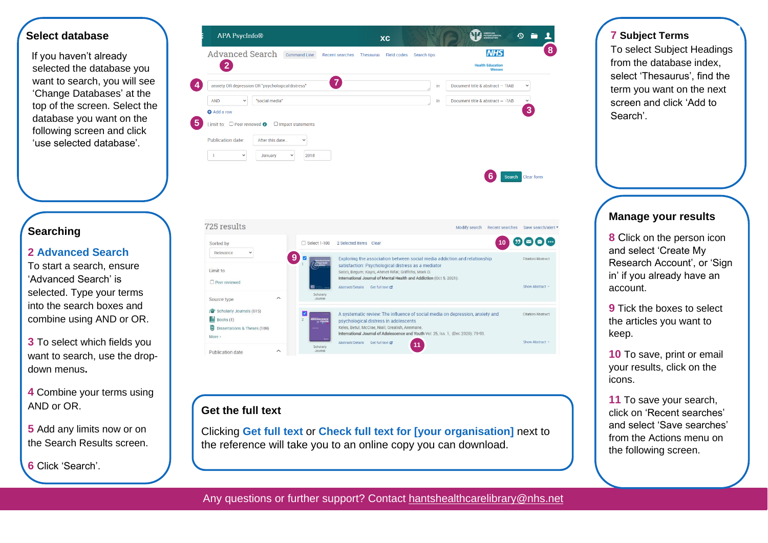## Select database

If you haven't already selected the database you want to search, you will see 'Change Databases' at the top of the screen. Select the database you want on the following screen and click 'use selected database'.

## Searching

**2 Advanced Search**
To start a search, ensure 'Advanced Search' is selected. Type your terms into the search boxes and combine using AND or OR.

**3** To select which fields you want to search, use the drop-down menus**.**

**4** Combine your terms using AND or OR.

**5** Add any limits now or on the Search Results screen.

**6** Click 'Search'.

## Get the full text

Clicking **Get full text** or **Check full text for [your organisation]** next to the reference will take you to an online copy you can download.

## 7 Subject Terms

To select Subject Headings from the database index, select 'Thesaurus', find the term you want on the next screen and click 'Add to Search'.

## Manage your results

**8** Click on the person icon and select 'Create My Research Account', or 'Sign in' if you already have an account.

**9** Tick the boxes to select the articles you want to keep.

**10** To save, print or email your results, click on the icons.

**11** To save your search, click on 'Recent searches' and select 'Save searches' from the Actions menu on the following screen.

Any questions or further support? Contact hantshealthcarelibrary@nhs.net